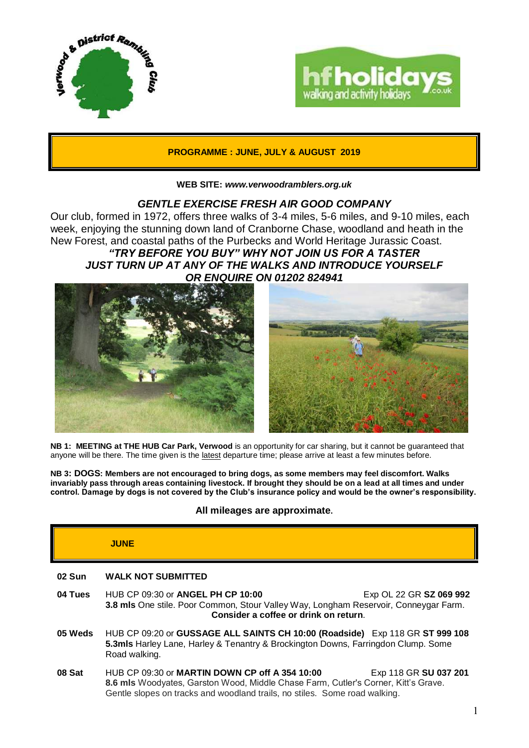**PROGRAMME : JUNE, JULY & AUGUST 2019**

**WEB SITE:** ***www.verwoodramblers.org.uk***

## *GENTLE EXERCISE FRESH AIR GOOD COMPANY*

Our club, formed in 1972, offers three walks of 3-4 miles, 5-6 miles, and 9-10 miles, each week, enjoying the stunning down land of Cranborne Chase, woodland and heath in the New Forest, and coastal paths of the Purbecks and World Heritage Jurassic Coast.

***"TRY BEFORE YOU BUY" WHY NOT JOIN US FOR A TASTER***
***JUST TURN UP AT ANY OF THE WALKS AND INTRODUCE YOURSELF***
***OR ENQUIRE ON 01202 824941***

**NB 1: MEETING at THE HUB Car Park, Verwood** is an opportunity for car sharing, but it cannot be guaranteed that anyone will be there. The time given is the latest departure time; please arrive at least a few minutes before.

**NB 3: DOGS: Members are not encouraged to bring dogs, as some members may feel discomfort. Walks invariably pass through areas containing livestock. If brought they should be on a lead at all times and under control. Damage by dogs is not covered by the Club's insurance policy and would be the owner's responsibility.**

**All mileages are approximate.**

## JUNE

**02 Sun** **WALK NOT SUBMITTED**

**04 Tues** HUB CP 09:30 or **ANGEL PH CP 10:00** Exp OL 22 GR **SZ 069 992**
**3.8 mls** One stile. Poor Common, Stour Valley Way, Longham Reservoir, Conneygar Farm. **Consider a coffee or drink on return**.

**05 Weds** HUB CP 09:20 or **GUSSAGE ALL SAINTS CH 10:00 (Roadside)** Exp 118 GR **ST 999 108**
**5.3mls** Harley Lane, Harley & Tenantry & Brockington Downs, Farringdon Clump. Some Road walking.

**08 Sat** HUB CP 09:30 or **MARTIN DOWN CP off A 354 10:00** Exp 118 GR **SU 037 201**
**8.6 mls** Woodyates, Garston Wood, Middle Chase Farm, Cutler's Corner, Kitt's Grave. Gentle slopes on tracks and woodland trails, no stiles. Some road walking.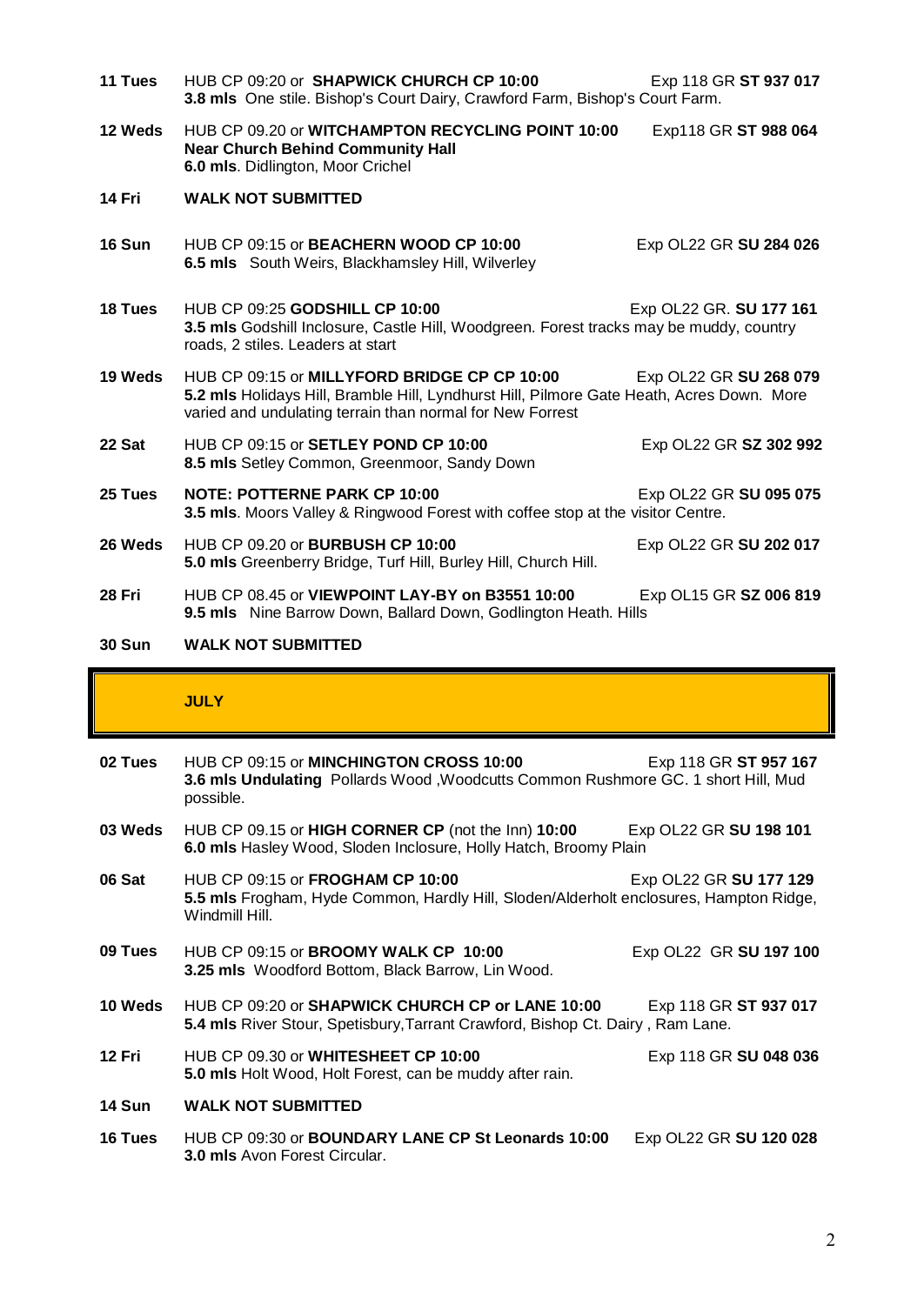| | | |
|---|---|---|
| **11 Tues** | HUB CP 09:20 or **SHAPWICK CHURCH CP 10:00**<br>**3.8 mls** One stile. Bishop's Court Dairy, Crawford Farm, Bishop's Court Farm. | Exp 118 GR **ST 937 017** |
| **12 Weds** | HUB CP 09.20 or **WITCHAMPTON RECYCLING POINT 10:00**<br>**Near Church Behind Community Hall**<br>**6.0 mls**. Didlington, Moor Crichel | Exp118 GR **ST 988 064** |
| **14 Fri** | **WALK NOT SUBMITTED** | |
| **16 Sun** | HUB CP 09:15 or **BEACHERN WOOD CP 10:00**<br>**6.5 mls** South Weirs, Blackhamsley Hill, Wilverley | Exp OL22 GR **SU 284 026** |
| **18 Tues** | HUB CP 09:25 **GODSHILL CP 10:00**<br>**3.5 mls** Godshill Inclosure, Castle Hill, Woodgreen. Forest tracks may be muddy, country roads, 2 stiles. Leaders at start | Exp OL22 GR. **SU 177 161** |
| **19 Weds** | HUB CP 09:15 or **MILLYFORD BRIDGE CP CP 10:00**<br>**5.2 mls** Holidays Hill, Bramble Hill, Lyndhurst Hill, Pilmore Gate Heath, Acres Down. More varied and undulating terrain than normal for New Forrest | Exp OL22 GR **SU 268 079** |
| **22 Sat** | HUB CP 09:15 or **SETLEY POND CP 10:00**<br>**8.5 mls** Setley Common, Greenmoor, Sandy Down | Exp OL22 GR **SZ 302 992** |
| **25 Tues** | **NOTE: POTTERNE PARK CP 10:00**<br>**3.5 mls**. Moors Valley & Ringwood Forest with coffee stop at the visitor Centre. | Exp OL22 GR **SU 095 075** |
| **26 Weds** | HUB CP 09.20 or **BURBUSH CP 10:00**<br>**5.0 mls** Greenberry Bridge, Turf Hill, Burley Hill, Church Hill. | Exp OL22 GR **SU 202 017** |
| **28 Fri** | HUB CP 08.45 or **VIEWPOINT LAY-BY on B3551 10:00**<br>**9.5 mls** Nine Barrow Down, Ballard Down, Godlington Heath. Hills | Exp OL15 GR **SZ 006 819** |
| **30 Sun** | **WALK NOT SUBMITTED** | |

## JULY

| | | |
|---|---|---|
| **02 Tues** | HUB CP 09:15 or **MINCHINGTON CROSS 10:00**<br>**3.6 mls Undulating** Pollards Wood ,Woodcutts Common Rushmore GC. 1 short Hill, Mud possible. | Exp 118 GR **ST 957 167** |
| **03 Weds** | HUB CP 09.15 or **HIGH CORNER CP** (not the Inn) **10:00**<br>**6.0 mls** Hasley Wood, Sloden Inclosure, Holly Hatch, Broomy Plain | Exp OL22 GR **SU 198 101** |
| **06 Sat** | HUB CP 09:15 or **FROGHAM CP 10:00**<br>**5.5 mls** Frogham, Hyde Common, Hardly Hill, Sloden/Alderholt enclosures, Hampton Ridge, Windmill Hill. | Exp OL22 GR **SU 177 129** |
| **09 Tues** | HUB CP 09:15 or **BROOMY WALK CP 10:00**<br>**3.25 mls** Woodford Bottom, Black Barrow, Lin Wood. | Exp OL22 GR **SU 197 100** |
| **10 Weds** | HUB CP 09:20 or **SHAPWICK CHURCH CP or LANE 10:00**<br>**5.4 mls** River Stour, Spetisbury,Tarrant Crawford, Bishop Ct. Dairy , Ram Lane. | Exp 118 GR **ST 937 017** |
| **12 Fri** | HUB CP 09.30 or **WHITESHEET CP 10:00**<br>**5.0 mls** Holt Wood, Holt Forest, can be muddy after rain. | Exp 118 GR **SU 048 036** |
| **14 Sun** | **WALK NOT SUBMITTED** | |
| **16 Tues** | HUB CP 09:30 or **BOUNDARY LANE CP St Leonards 10:00**<br>**3.0 mls** Avon Forest Circular. | Exp OL22 GR **SU 120 028** |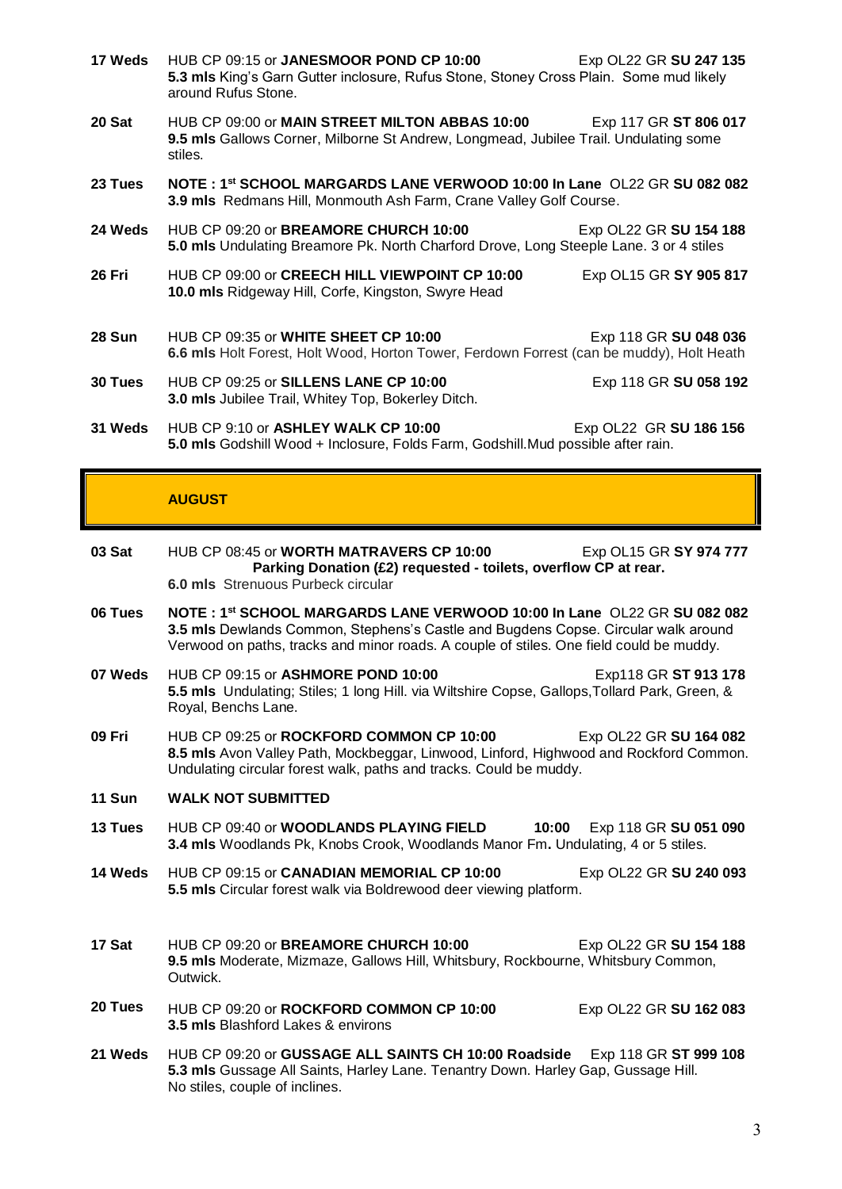**17 Weds** HUB CP 09:15 or **JANESMOOR POND CP 10:00** Exp OL22 GR **SU 247 135**
**5.3 mls** King's Garn Gutter inclosure, Rufus Stone, Stoney Cross Plain. Some mud likely around Rufus Stone.

**20 Sat** HUB CP 09:00 or **MAIN STREET MILTON ABBAS 10:00** Exp 117 GR **ST 806 017**
**9.5 mls** Gallows Corner, Milborne St Andrew, Longmead, Jubilee Trail. Undulating some stiles.

**23 Tues** **NOTE : 1st SCHOOL MARGARDS LANE VERWOOD 10:00 In Lane** OL22 GR **SU 082 082**
**3.9 mls** Redmans Hill, Monmouth Ash Farm, Crane Valley Golf Course.

**24 Weds** HUB CP 09:20 or **BREAMORE CHURCH 10:00** Exp OL22 GR **SU 154 188**
**5.0 mls** Undulating Breamore Pk. North Charford Drove, Long Steeple Lane. 3 or 4 stiles

**26 Fri** HUB CP 09:00 or **CREECH HILL VIEWPOINT CP 10:00** Exp OL15 GR **SY 905 817**
**10.0 mls** Ridgeway Hill, Corfe, Kingston, Swyre Head

**28 Sun** HUB CP 09:35 or **WHITE SHEET CP 10:00** Exp 118 GR **SU 048 036**
**6.6 mls** Holt Forest, Holt Wood, Horton Tower, Ferdown Forrest (can be muddy), Holt Heath

**30 Tues** HUB CP 09:25 or **SILLENS LANE CP 10:00** Exp 118 GR **SU 058 192**
**3.0 mls** Jubilee Trail, Whitey Top, Bokerley Ditch.

**31 Weds** HUB CP 9:10 or **ASHLEY WALK CP 10:00** Exp OL22 GR **SU 186 156**
**5.0 mls** Godshill Wood + Inclosure, Folds Farm, Godshill.Mud possible after rain.

## AUGUST

**03 Sat** HUB CP 08:45 or **WORTH MATRAVERS CP 10:00** Exp OL15 GR **SY 974 777**
**Parking Donation (£2) requested - toilets, overflow CP at rear.**
**6.0 mls** Strenuous Purbeck circular

**06 Tues** **NOTE : 1st SCHOOL MARGARDS LANE VERWOOD 10:00 In Lane** OL22 GR **SU 082 082**
**3.5 mls** Dewlands Common, Stephens's Castle and Bugdens Copse. Circular walk around Verwood on paths, tracks and minor roads. A couple of stiles. One field could be muddy.

**07 Weds** HUB CP 09:15 or **ASHMORE POND 10:00** Exp118 GR **ST 913 178**
**5.5 mls** Undulating; Stiles; 1 long Hill. via Wiltshire Copse, Gallops,Tollard Park, Green, & Royal, Benchs Lane.

**09 Fri** HUB CP 09:25 or **ROCKFORD COMMON CP 10:00** Exp OL22 GR **SU 164 082**
**8.5 mls** Avon Valley Path, Mockbeggar, Linwood, Linford, Highwood and Rockford Common. Undulating circular forest walk, paths and tracks. Could be muddy.

**11 Sun** **WALK NOT SUBMITTED**

**13 Tues** HUB CP 09:40 or **WOODLANDS PLAYING FIELD 10:00** Exp 118 GR **SU 051 090**
**3.4 mls** Woodlands Pk, Knobs Crook, Woodlands Manor Fm**.** Undulating, 4 or 5 stiles.

**14 Weds** HUB CP 09:15 or **CANADIAN MEMORIAL CP 10:00** Exp OL22 GR **SU 240 093**
**5.5 mls** Circular forest walk via Boldrewood deer viewing platform.

**17 Sat** HUB CP 09:20 or **BREAMORE CHURCH 10:00** Exp OL22 GR **SU 154 188**
**9.5 mls** Moderate, Mizmaze, Gallows Hill, Whitsbury, Rockbourne, Whitsbury Common, Outwick.

**20 Tues** HUB CP 09:20 or **ROCKFORD COMMON CP 10:00** Exp OL22 GR **SU 162 083**
**3.5 mls** Blashford Lakes & environs

**21 Weds** HUB CP 09:20 or **GUSSAGE ALL SAINTS CH 10:00 Roadside** Exp 118 GR **ST 999 108**
**5.3 mls** Gussage All Saints, Harley Lane. Tenantry Down. Harley Gap, Gussage Hill. No stiles, couple of inclines.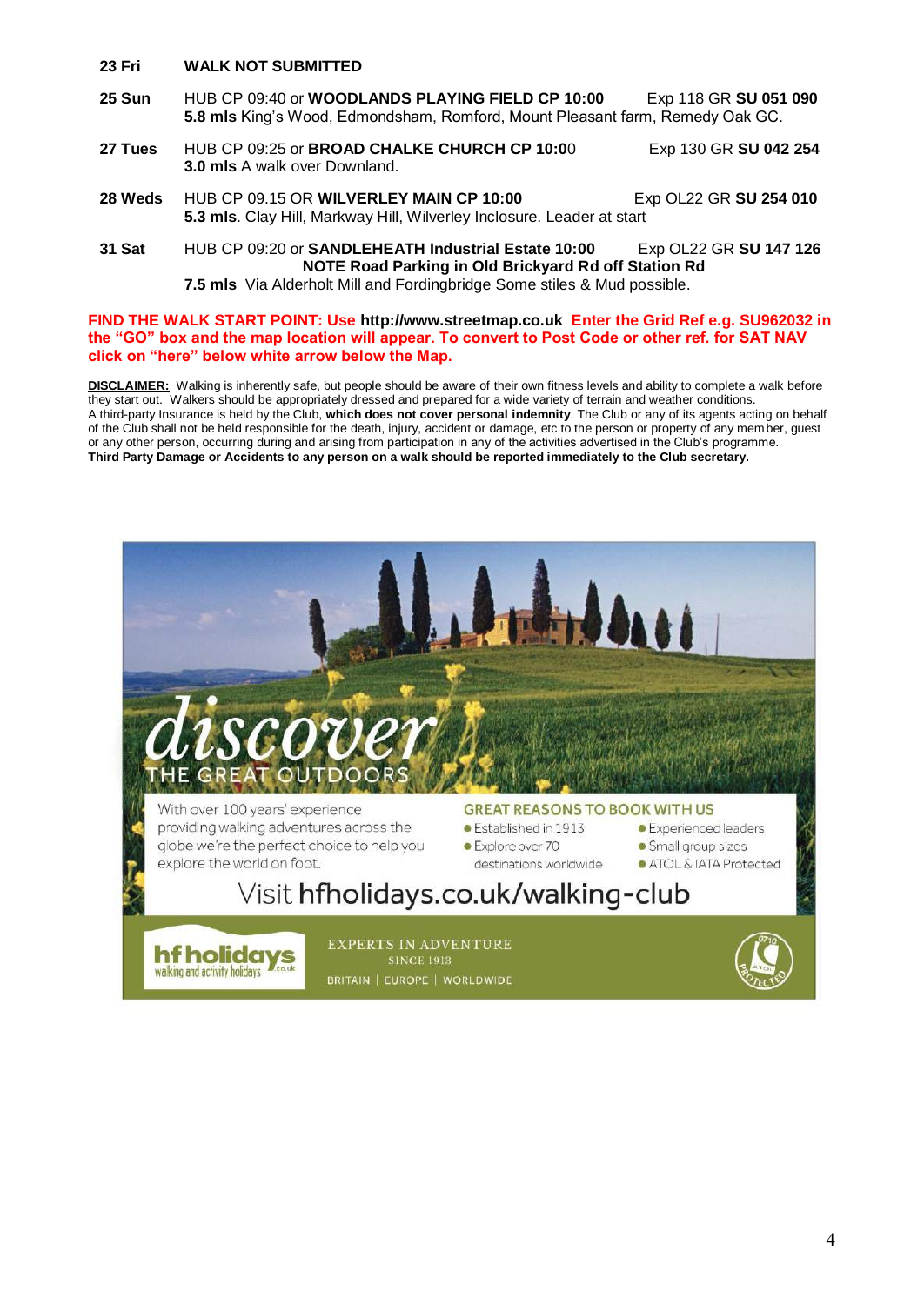**23 Fri** **WALK NOT SUBMITTED**

**25 Sun** HUB CP 09:40 or **WOODLANDS PLAYING FIELD CP 10:00** Exp 118 GR **SU 051 090**
**5.8 mls** King's Wood, Edmondsham, Romford, Mount Pleasant farm, Remedy Oak GC.

**27 Tues** HUB CP 09:25 or **BROAD CHALKE CHURCH CP 10:0**0 Exp 130 GR **SU 042 254**
**3.0 mls** A walk over Downland.

**28 Weds** HUB CP 09.15 OR **WILVERLEY MAIN CP 10:00** Exp OL22 GR **SU 254 010**
**5.3 mls**. Clay Hill, Markway Hill, Wilverley Inclosure. Leader at start

**31 Sat** HUB CP 09:20 or **SANDLEHEATH Industrial Estate 10:00** Exp OL22 GR **SU 147 126**
**NOTE Road Parking in Old Brickyard Rd off Station Rd**
**7.5 mls** Via Alderholt Mill and Fordingbridge Some stiles & Mud possible.

**FIND THE WALK START POINT: Use http://www.streetmap.co.uk Enter the Grid Ref e.g. SU962032 in the "GO" box and the map location will appear. To convert to Post Code or other ref. for SAT NAV click on "here" below white arrow below the Map.**

**DISCLAIMER:** Walking is inherently safe, but people should be aware of their own fitness levels and ability to complete a walk before they start out. Walkers should be appropriately dressed and prepared for a wide variety of terrain and weather conditions.
A third-party Insurance is held by the Club, **which does not cover personal indemnity**. The Club or any of its agents acting on behalf of the Club shall not be held responsible for the death, injury, accident or damage, etc to the person or property of any member, guest or any other person, occurring during and arising from participation in any of the activities advertised in the Club's programme.
**Third Party Damage or Accidents to any person on a walk should be reported immediately to the Club secretary.**

*discover* THE GREAT OUTDOORS

With over 100 years' experience providing walking adventures across the globe we're the perfect choice to help you explore the world on foot.

GREAT REASONS TO BOOK WITH US

- Established in 1913
- Explore over 70 destinations worldwide
- Experienced leaders
- Small group sizes
- ATOL & IATA Protected

Visit **hfholidays.co.uk/walking-club**

hf holidays walking and activity holidays

EXPERTS IN ADVENTURE SINCE 1913
BRITAIN | EUROPE | WORLDWIDE